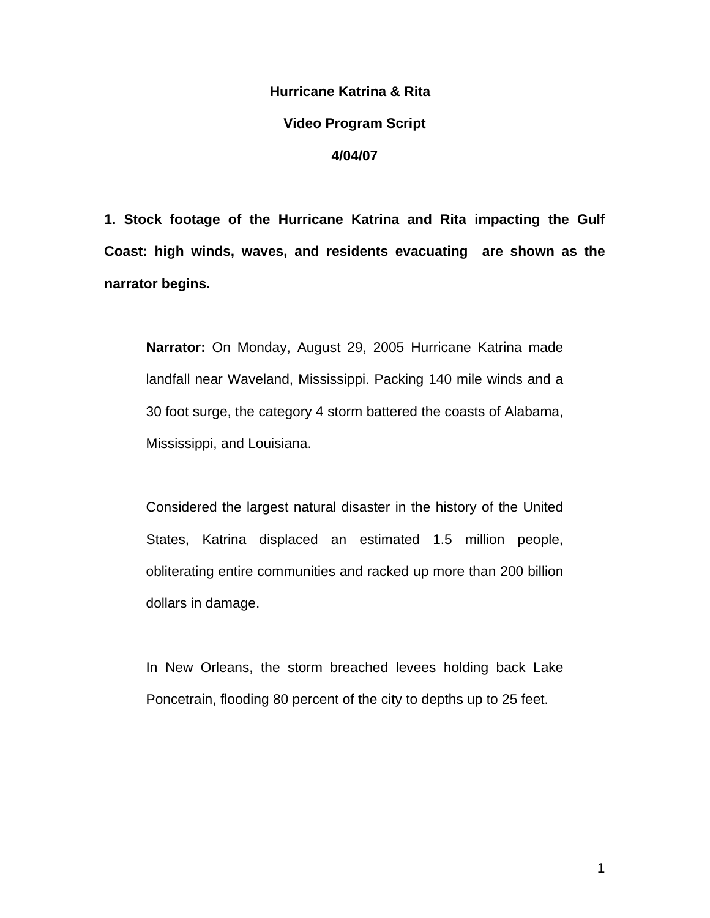**Hurricane Katrina & Rita**

**Video Program Script**

**4/04/07**

**1. Stock footage of the Hurricane Katrina and Rita impacting the Gulf Coast: high winds, waves, and residents evacuating are shown as the narrator begins.**

**Narrator:** On Monday, August 29, 2005 Hurricane Katrina made landfall near Waveland, Mississippi. Packing 140 mile winds and a 30 foot surge, the category 4 storm battered the coasts of Alabama, Mississippi, and Louisiana.

Considered the largest natural disaster in the history of the United States, Katrina displaced an estimated 1.5 million people, obliterating entire communities and racked up more than 200 billion dollars in damage.

In New Orleans, the storm breached levees holding back Lake Poncetrain, flooding 80 percent of the city to depths up to 25 feet.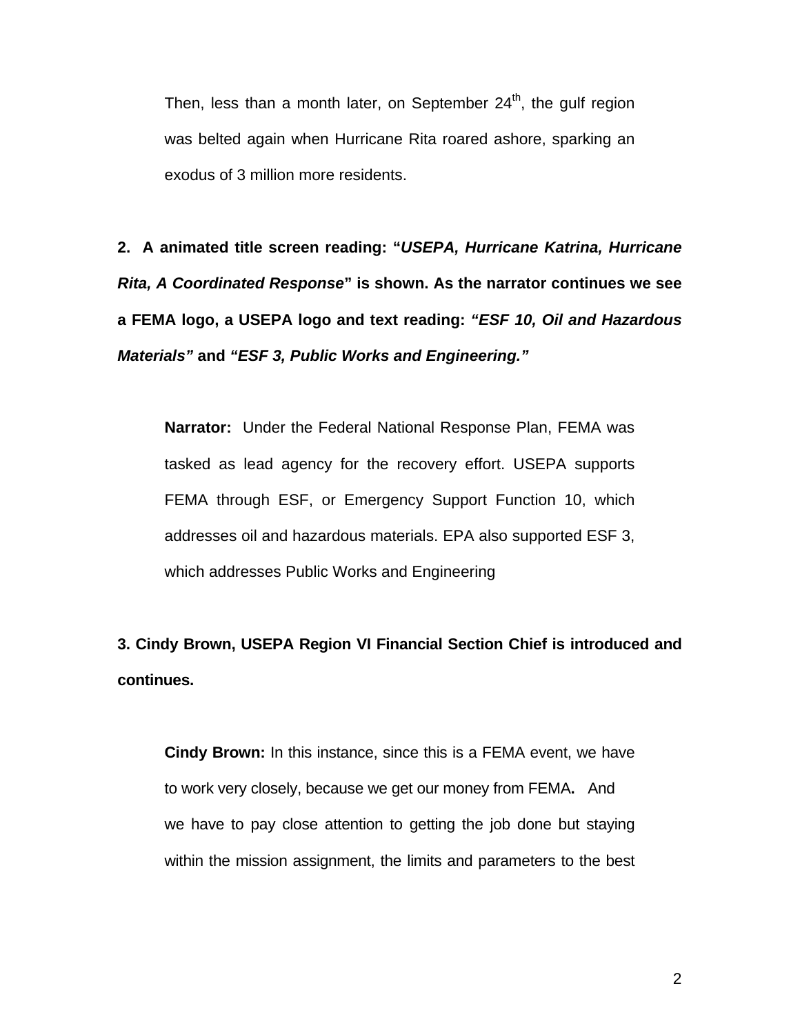Then, less than a month later, on September 24th, the gulf region was belted again when Hurricane Rita roared ashore, sparking an exodus of 3 million more residents.

**2. A animated title screen reading: "*USEPA, Hurricane Katrina, Hurricane Rita, A Coordinated Response*" is shown. As the narrator continues we see a FEMA logo, a USEPA logo and text reading: *"ESF 10, Oil and Hazardous Materials"* and *"ESF 3, Public Works and Engineering."***

**Narrator:** Under the Federal National Response Plan, FEMA was tasked as lead agency for the recovery effort. USEPA supports FEMA through ESF, or Emergency Support Function 10, which addresses oil and hazardous materials. EPA also supported ESF 3, which addresses Public Works and Engineering

**3. Cindy Brown, USEPA Region VI Financial Section Chief is introduced and continues.**

**Cindy Brown:** In this instance, since this is a FEMA event, we have to work very closely, because we get our money from FEMA**.** And we have to pay close attention to getting the job done but staying within the mission assignment, the limits and parameters to the best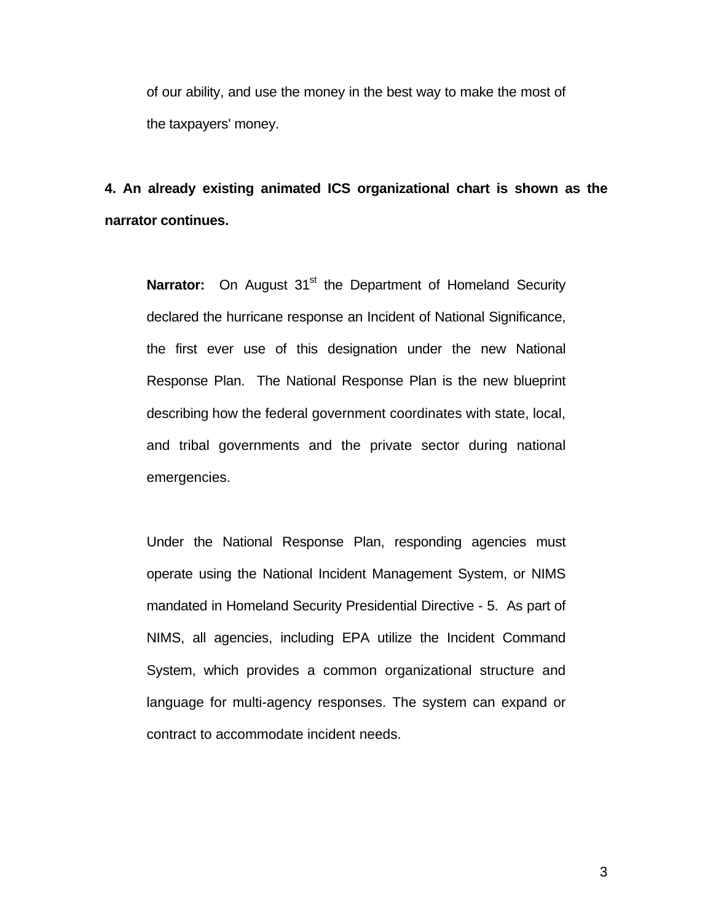of our ability, and use the money in the best way to make the most of the taxpayers' money.

**4. An already existing animated ICS organizational chart is shown as the narrator continues.**

**Narrator:** On August 31st the Department of Homeland Security declared the hurricane response an Incident of National Significance, the first ever use of this designation under the new National Response Plan. The National Response Plan is the new blueprint describing how the federal government coordinates with state, local, and tribal governments and the private sector during national emergencies.

Under the National Response Plan, responding agencies must operate using the National Incident Management System, or NIMS mandated in Homeland Security Presidential Directive - 5. As part of NIMS, all agencies, including EPA utilize the Incident Command System, which provides a common organizational structure and language for multi-agency responses. The system can expand or contract to accommodate incident needs.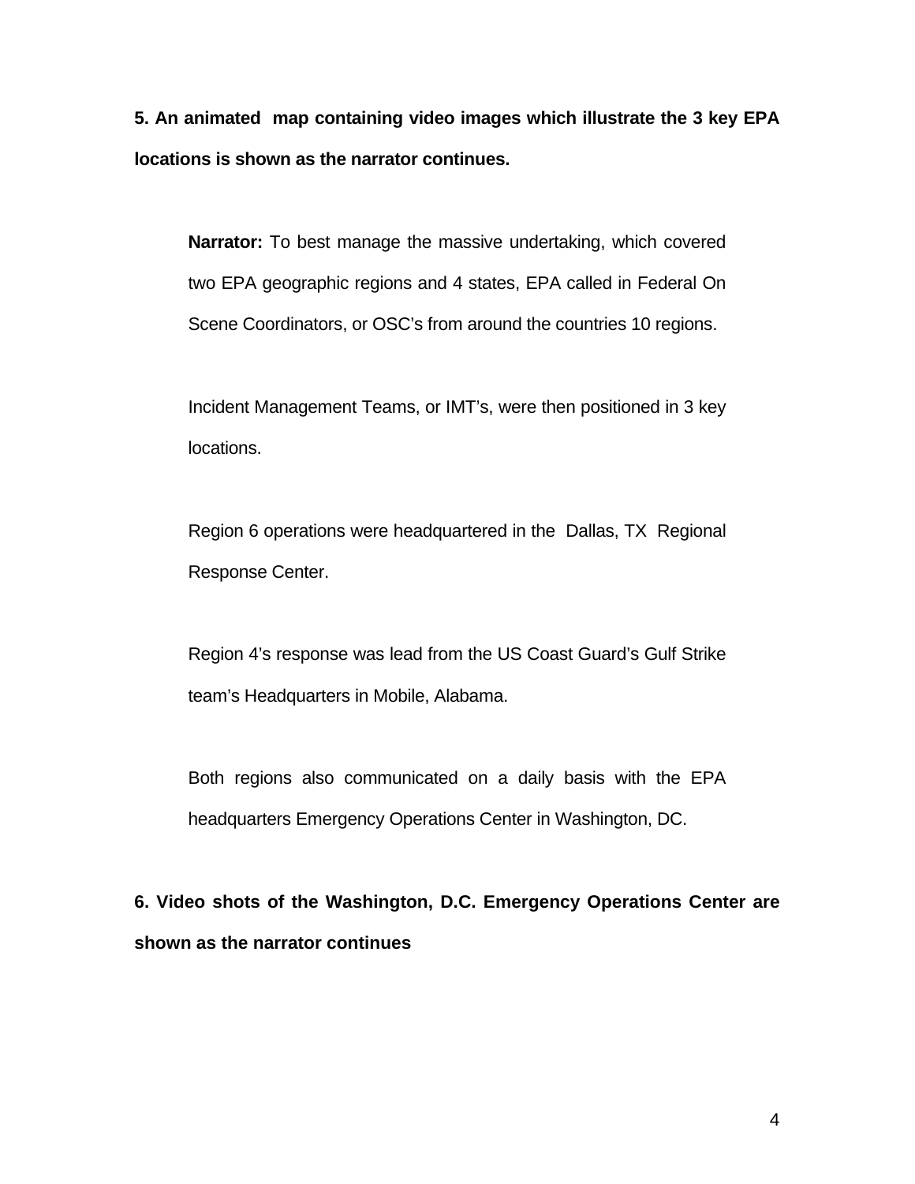**5. An animated map containing video images which illustrate the 3 key EPA locations is shown as the narrator continues.**

> **Narrator:** To best manage the massive undertaking, which covered two EPA geographic regions and 4 states, EPA called in Federal On Scene Coordinators, or OSC's from around the countries 10 regions.
>
> Incident Management Teams, or IMT's, were then positioned in 3 key locations.
>
> Region 6 operations were headquartered in the Dallas, TX Regional Response Center.
>
> Region 4's response was lead from the US Coast Guard's Gulf Strike team's Headquarters in Mobile, Alabama.
>
> Both regions also communicated on a daily basis with the EPA headquarters Emergency Operations Center in Washington, DC.

**6. Video shots of the Washington, D.C. Emergency Operations Center are shown as the narrator continues**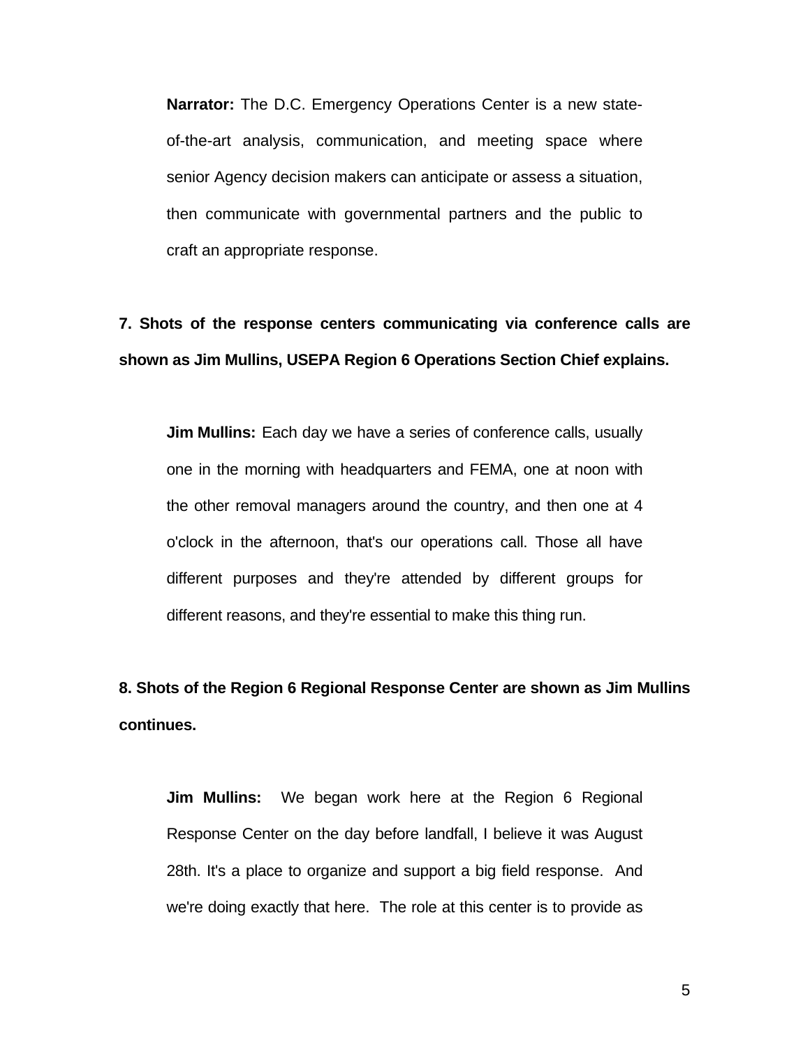**Narrator:** The D.C. Emergency Operations Center is a new state-of-the-art analysis, communication, and meeting space where senior Agency decision makers can anticipate or assess a situation, then communicate with governmental partners and the public to craft an appropriate response.

**7. Shots of the response centers communicating via conference calls are shown as Jim Mullins, USEPA Region 6 Operations Section Chief explains.**

**Jim Mullins:** Each day we have a series of conference calls, usually one in the morning with headquarters and FEMA, one at noon with the other removal managers around the country, and then one at 4 o'clock in the afternoon, that's our operations call. Those all have different purposes and they're attended by different groups for different reasons, and they're essential to make this thing run.

**8. Shots of the Region 6 Regional Response Center are shown as Jim Mullins continues.**

**Jim Mullins:** We began work here at the Region 6 Regional Response Center on the day before landfall, I believe it was August 28th. It's a place to organize and support a big field response. And we're doing exactly that here. The role at this center is to provide as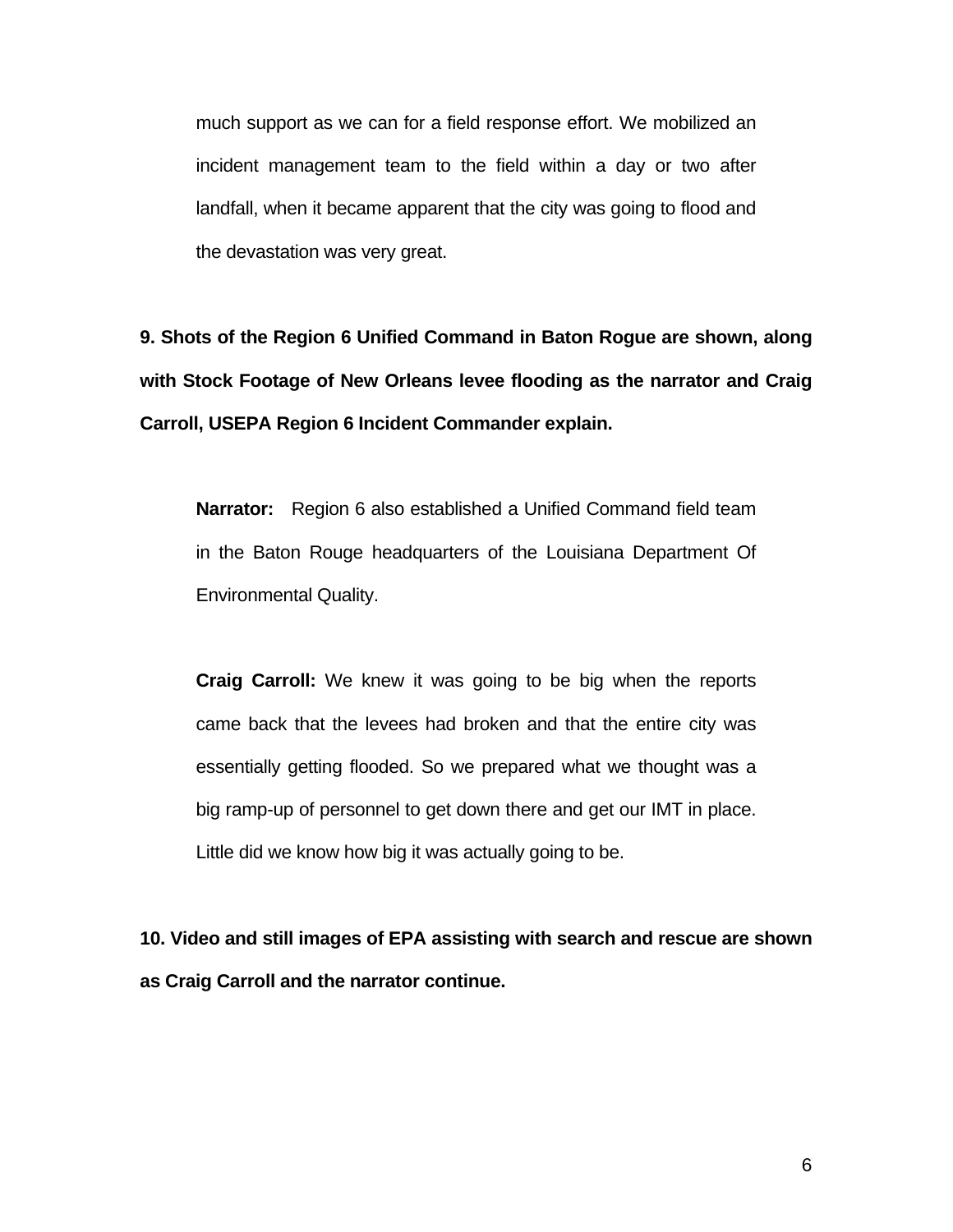much support as we can for a field response effort. We mobilized an incident management team to the field within a day or two after landfall, when it became apparent that the city was going to flood and the devastation was very great.

**9. Shots of the Region 6 Unified Command in Baton Rogue are shown, along with Stock Footage of New Orleans levee flooding as the narrator and Craig Carroll, USEPA Region 6 Incident Commander explain.**

**Narrator:** Region 6 also established a Unified Command field team in the Baton Rouge headquarters of the Louisiana Department Of Environmental Quality.

**Craig Carroll:** We knew it was going to be big when the reports came back that the levees had broken and that the entire city was essentially getting flooded. So we prepared what we thought was a big ramp-up of personnel to get down there and get our IMT in place. Little did we know how big it was actually going to be.

**10. Video and still images of EPA assisting with search and rescue are shown as Craig Carroll and the narrator continue.**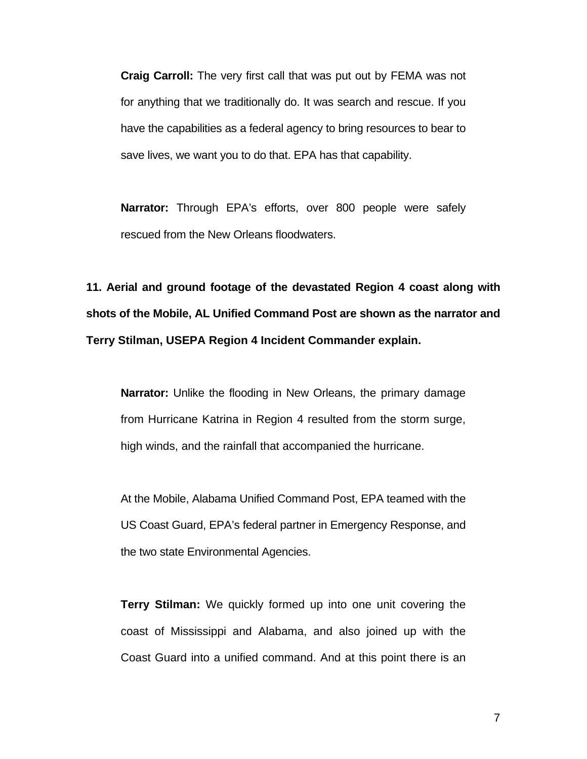**Craig Carroll:** The very first call that was put out by FEMA was not for anything that we traditionally do. It was search and rescue. If you have the capabilities as a federal agency to bring resources to bear to save lives, we want you to do that. EPA has that capability.

**Narrator:** Through EPA's efforts, over 800 people were safely rescued from the New Orleans floodwaters.

**11. Aerial and ground footage of the devastated Region 4 coast along with shots of the Mobile, AL Unified Command Post are shown as the narrator and Terry Stilman, USEPA Region 4 Incident Commander explain.**

**Narrator:** Unlike the flooding in New Orleans, the primary damage from Hurricane Katrina in Region 4 resulted from the storm surge, high winds, and the rainfall that accompanied the hurricane.

At the Mobile, Alabama Unified Command Post, EPA teamed with the US Coast Guard, EPA's federal partner in Emergency Response, and the two state Environmental Agencies.

**Terry Stilman:** We quickly formed up into one unit covering the coast of Mississippi and Alabama, and also joined up with the Coast Guard into a unified command. And at this point there is an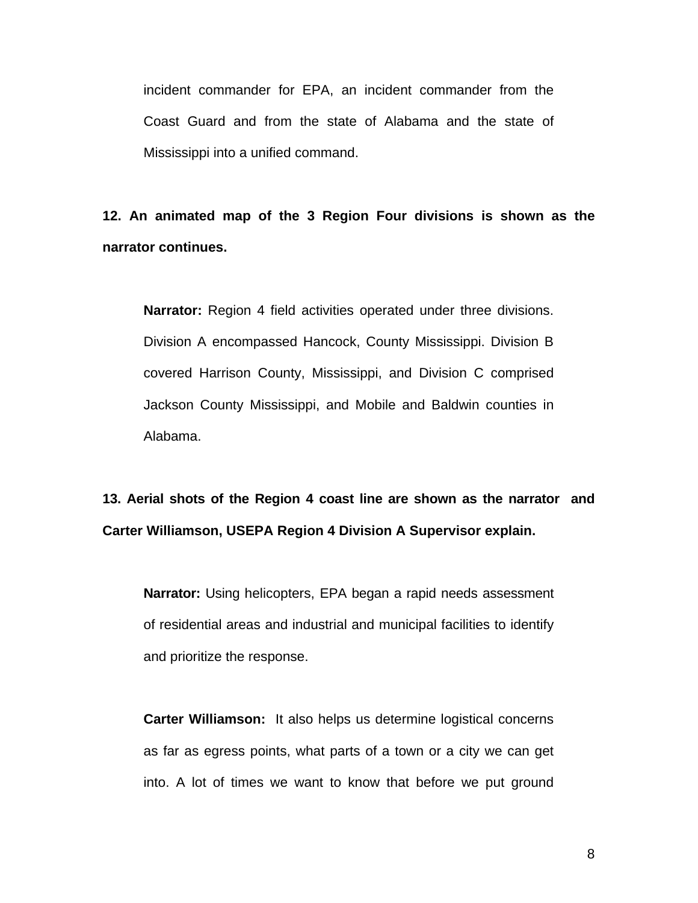incident commander for EPA, an incident commander from the Coast Guard and from the state of Alabama and the state of Mississippi into a unified command.

**12. An animated map of the 3 Region Four divisions is shown as the narrator continues.**

**Narrator:** Region 4 field activities operated under three divisions. Division A encompassed Hancock, County Mississippi. Division B covered Harrison County, Mississippi, and Division C comprised Jackson County Mississippi, and Mobile and Baldwin counties in Alabama.

**13. Aerial shots of the Region 4 coast line are shown as the narrator and Carter Williamson, USEPA Region 4 Division A Supervisor explain.**

**Narrator:** Using helicopters, EPA began a rapid needs assessment of residential areas and industrial and municipal facilities to identify and prioritize the response.

**Carter Williamson:** It also helps us determine logistical concerns as far as egress points, what parts of a town or a city we can get into. A lot of times we want to know that before we put ground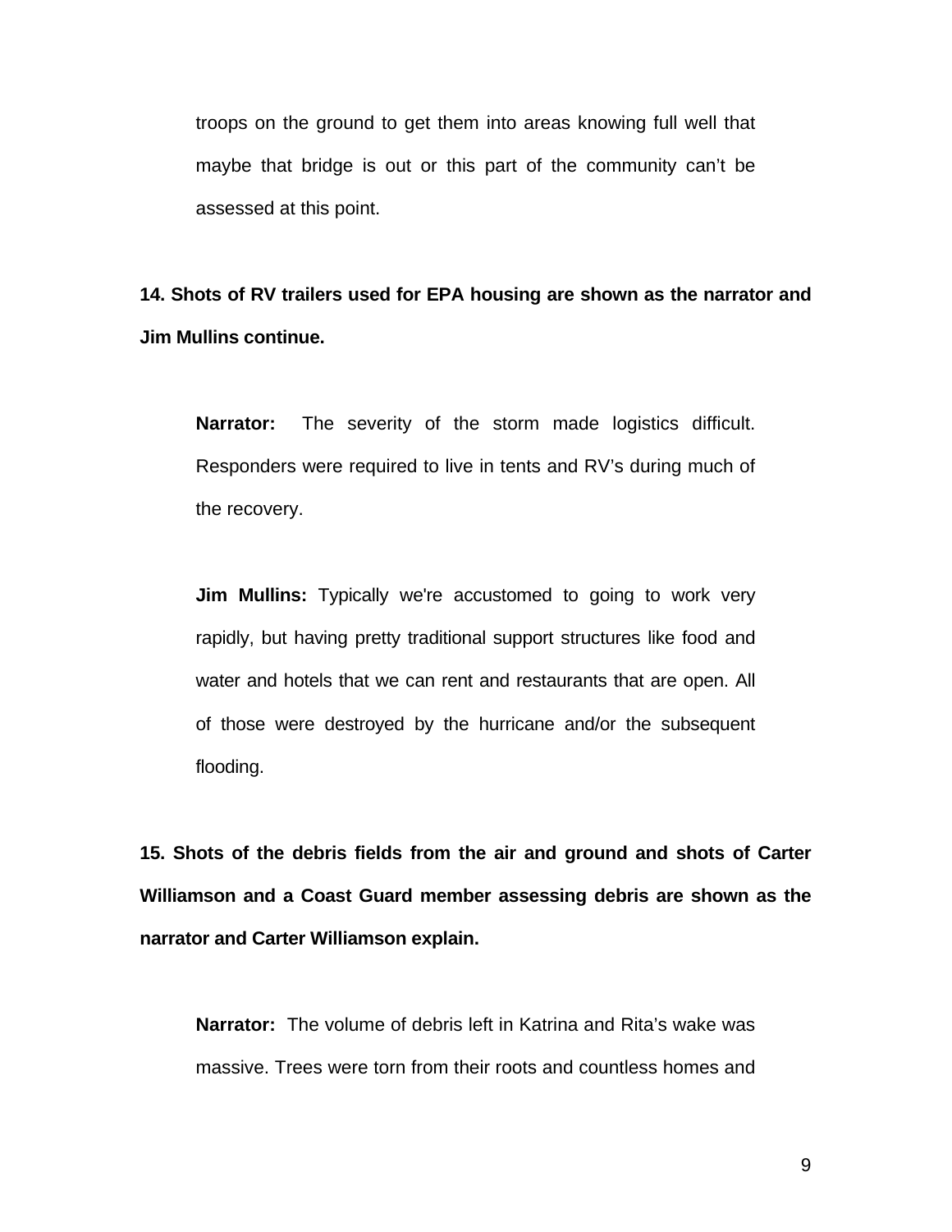troops on the ground to get them into areas knowing full well that maybe that bridge is out or this part of the community can't be assessed at this point.

**14. Shots of RV trailers used for EPA housing are shown as the narrator and Jim Mullins continue.**

**Narrator:** The severity of the storm made logistics difficult. Responders were required to live in tents and RV's during much of the recovery.

**Jim Mullins:** Typically we're accustomed to going to work very rapidly, but having pretty traditional support structures like food and water and hotels that we can rent and restaurants that are open. All of those were destroyed by the hurricane and/or the subsequent flooding.

**15. Shots of the debris fields from the air and ground and shots of Carter Williamson and a Coast Guard member assessing debris are shown as the narrator and Carter Williamson explain.**

**Narrator:** The volume of debris left in Katrina and Rita's wake was massive. Trees were torn from their roots and countless homes and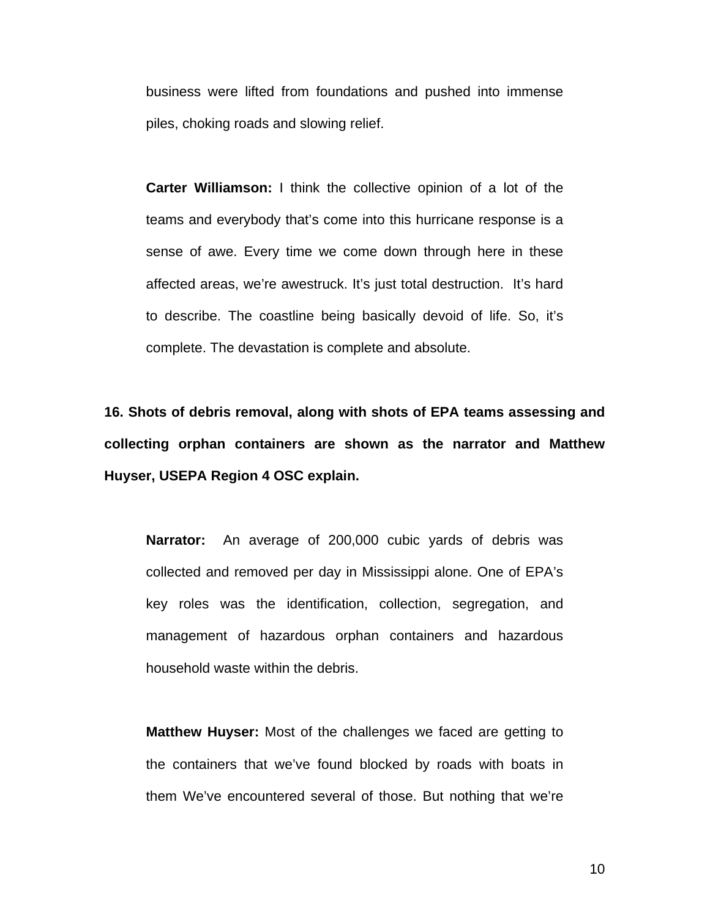business were lifted from foundations and pushed into immense piles, choking roads and slowing relief.

**Carter Williamson:** I think the collective opinion of a lot of the teams and everybody that's come into this hurricane response is a sense of awe. Every time we come down through here in these affected areas, we're awestruck. It's just total destruction. It's hard to describe. The coastline being basically devoid of life. So, it's complete. The devastation is complete and absolute.

**16. Shots of debris removal, along with shots of EPA teams assessing and collecting orphan containers are shown as the narrator and Matthew Huyser, USEPA Region 4 OSC explain.**

**Narrator:** An average of 200,000 cubic yards of debris was collected and removed per day in Mississippi alone. One of EPA's key roles was the identification, collection, segregation, and management of hazardous orphan containers and hazardous household waste within the debris.

**Matthew Huyser:** Most of the challenges we faced are getting to the containers that we've found blocked by roads with boats in them We've encountered several of those. But nothing that we're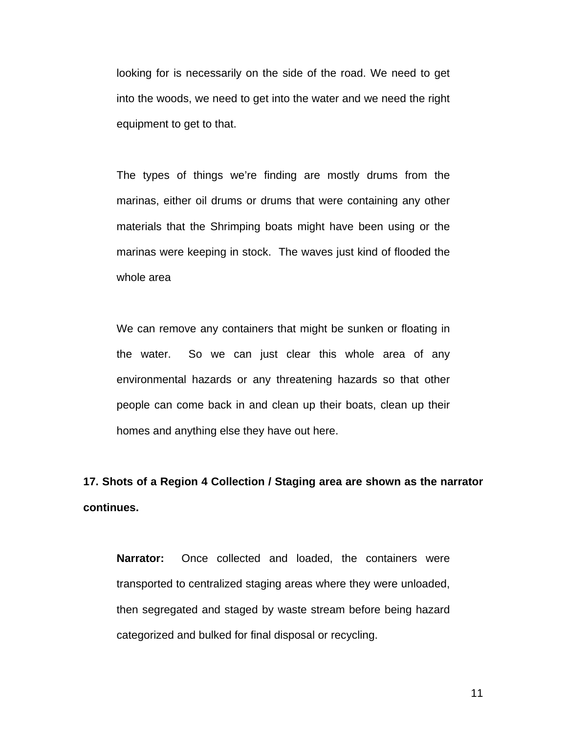looking for is necessarily on the side of the road. We need to get into the woods, we need to get into the water and we need the right equipment to get to that.

The types of things we're finding are mostly drums from the marinas, either oil drums or drums that were containing any other materials that the Shrimping boats might have been using or the marinas were keeping in stock. The waves just kind of flooded the whole area

We can remove any containers that might be sunken or floating in the water. So we can just clear this whole area of any environmental hazards or any threatening hazards so that other people can come back in and clean up their boats, clean up their homes and anything else they have out here.

**17. Shots of a Region 4 Collection / Staging area are shown as the narrator continues.**

**Narrator:** Once collected and loaded, the containers were transported to centralized staging areas where they were unloaded, then segregated and staged by waste stream before being hazard categorized and bulked for final disposal or recycling.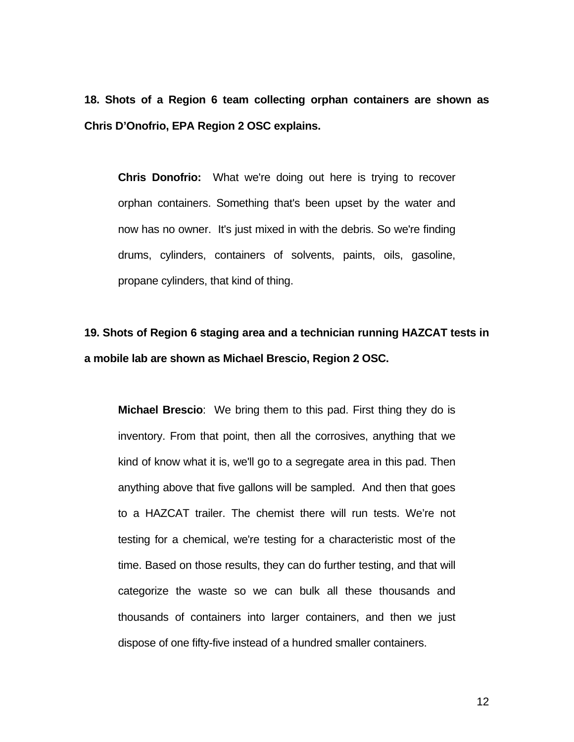**18. Shots of a Region 6 team collecting orphan containers are shown as Chris D'Onofrio, EPA Region 2 OSC explains.**

> **Chris Donofrio:** What we're doing out here is trying to recover orphan containers. Something that's been upset by the water and now has no owner. It's just mixed in with the debris. So we're finding drums, cylinders, containers of solvents, paints, oils, gasoline, propane cylinders, that kind of thing.

**19. Shots of Region 6 staging area and a technician running HAZCAT tests in a mobile lab are shown as Michael Brescio, Region 2 OSC.**

> **Michael Brescio**: We bring them to this pad. First thing they do is inventory. From that point, then all the corrosives, anything that we kind of know what it is, we'll go to a segregate area in this pad. Then anything above that five gallons will be sampled. And then that goes to a HAZCAT trailer. The chemist there will run tests. We're not testing for a chemical, we're testing for a characteristic most of the time. Based on those results, they can do further testing, and that will categorize the waste so we can bulk all these thousands and thousands of containers into larger containers, and then we just dispose of one fifty-five instead of a hundred smaller containers.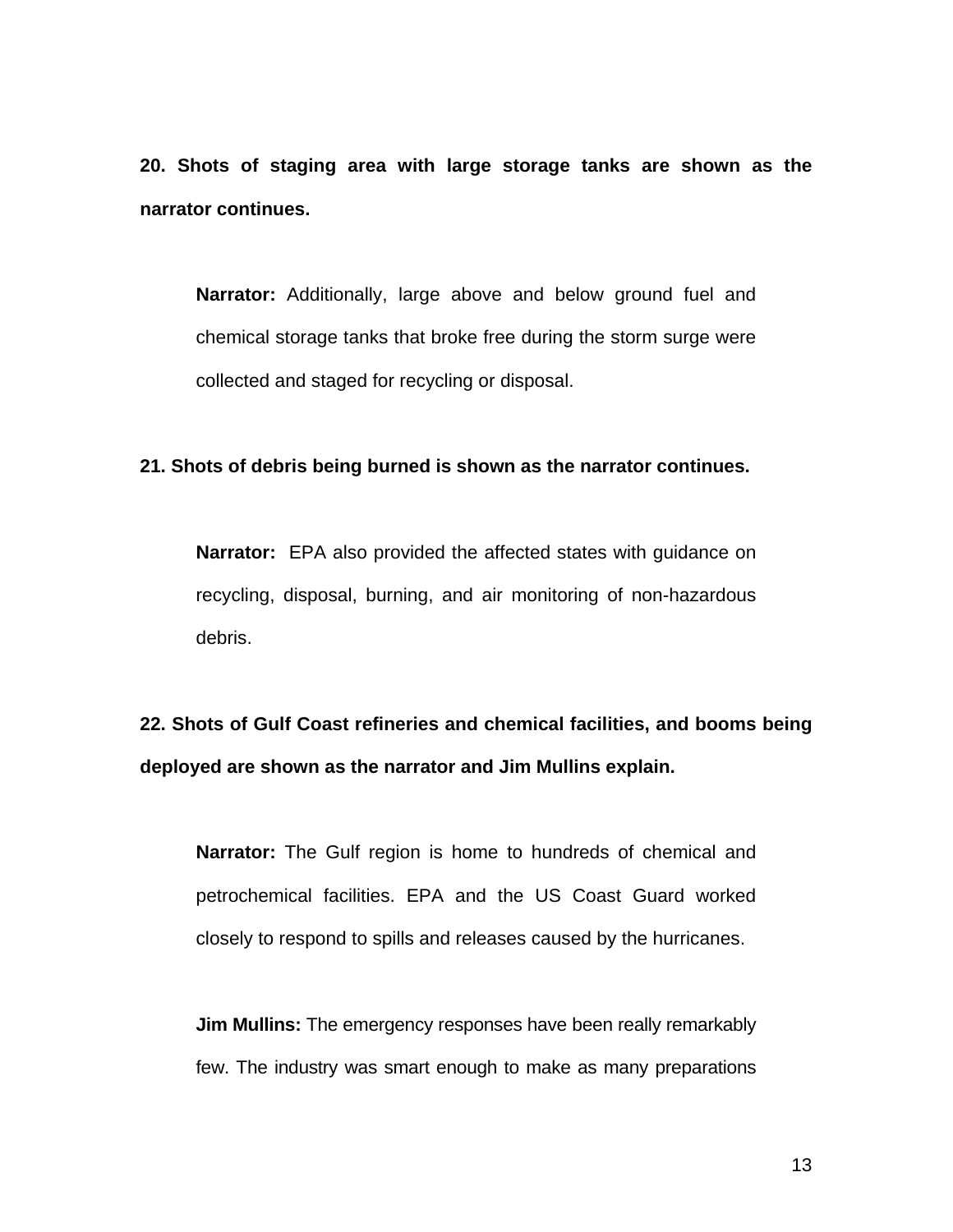**20. Shots of staging area with large storage tanks are shown as the narrator continues.**

> **Narrator:** Additionally, large above and below ground fuel and chemical storage tanks that broke free during the storm surge were collected and staged for recycling or disposal.

**21. Shots of debris being burned is shown as the narrator continues.**

> **Narrator:** EPA also provided the affected states with guidance on recycling, disposal, burning, and air monitoring of non-hazardous debris.

**22. Shots of Gulf Coast refineries and chemical facilities, and booms being deployed are shown as the narrator and Jim Mullins explain.**

> **Narrator:** The Gulf region is home to hundreds of chemical and petrochemical facilities. EPA and the US Coast Guard worked closely to respond to spills and releases caused by the hurricanes.

> **Jim Mullins:** The emergency responses have been really remarkably few. The industry was smart enough to make as many preparations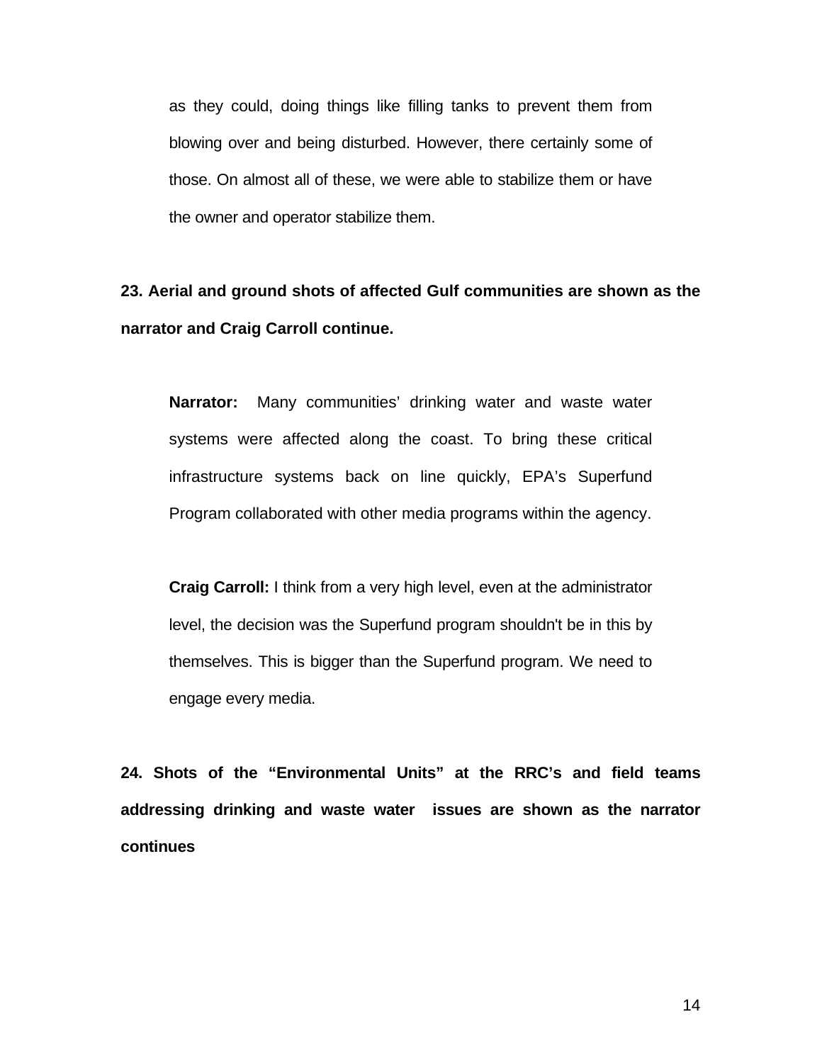as they could, doing things like filling tanks to prevent them from blowing over and being disturbed. However, there certainly some of those. On almost all of these, we were able to stabilize them or have the owner and operator stabilize them.

**23. Aerial and ground shots of affected Gulf communities are shown as the narrator and Craig Carroll continue.**

**Narrator:** Many communities' drinking water and waste water systems were affected along the coast. To bring these critical infrastructure systems back on line quickly, EPA's Superfund Program collaborated with other media programs within the agency.

**Craig Carroll:** I think from a very high level, even at the administrator level, the decision was the Superfund program shouldn't be in this by themselves. This is bigger than the Superfund program. We need to engage every media.

**24. Shots of the "Environmental Units" at the RRC's and field teams addressing drinking and waste water issues are shown as the narrator continues**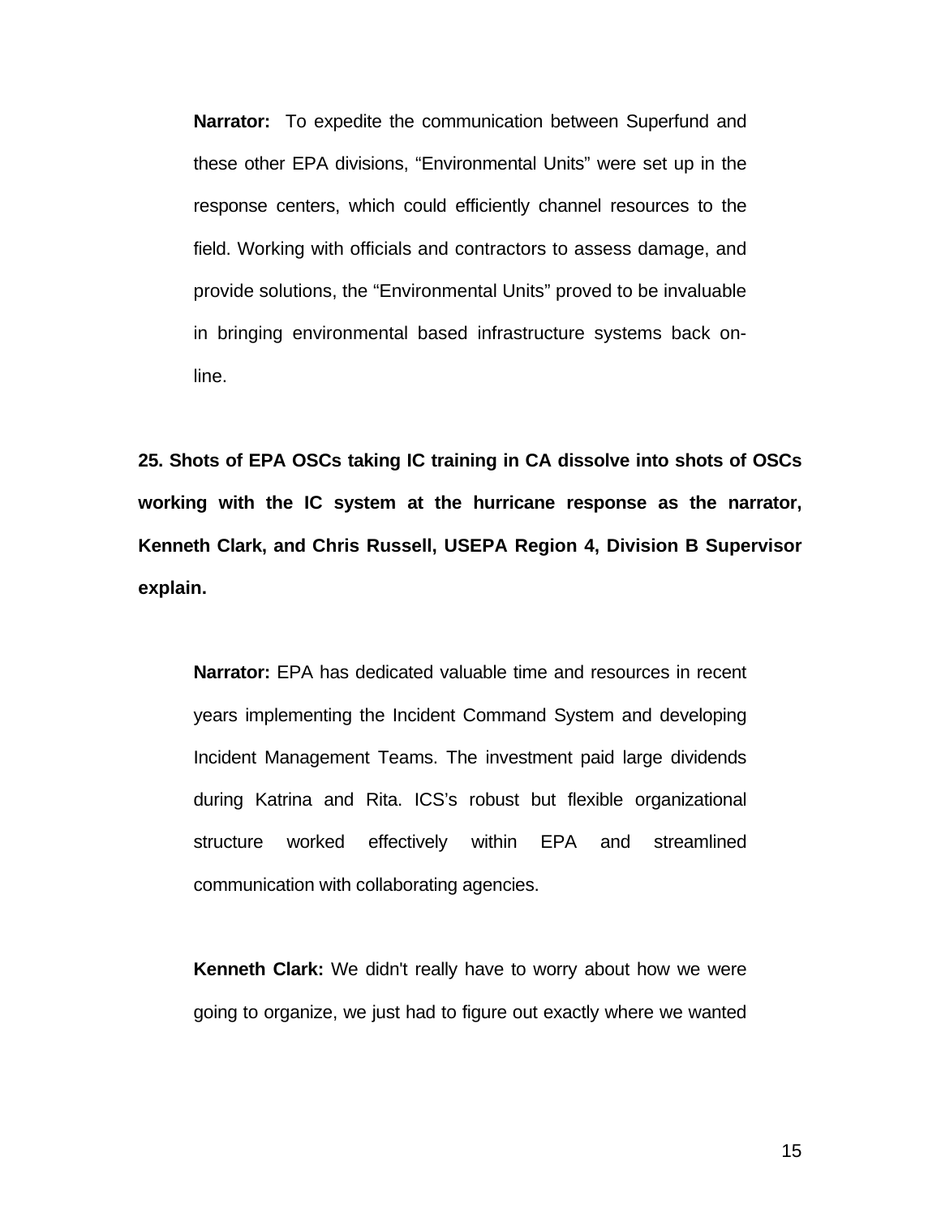**Narrator:** To expedite the communication between Superfund and these other EPA divisions, “Environmental Units” were set up in the response centers, which could efficiently channel resources to the field. Working with officials and contractors to assess damage, and provide solutions, the “Environmental Units” proved to be invaluable in bringing environmental based infrastructure systems back on-line.

**25. Shots of EPA OSCs taking IC training in CA dissolve into shots of OSCs working with the IC system at the hurricane response as the narrator, Kenneth Clark, and Chris Russell, USEPA Region 4, Division B Supervisor explain.**

**Narrator:** EPA has dedicated valuable time and resources in recent years implementing the Incident Command System and developing Incident Management Teams. The investment paid large dividends during Katrina and Rita. ICS’s robust but flexible organizational structure worked effectively within EPA and streamlined communication with collaborating agencies.

**Kenneth Clark:** We didn't really have to worry about how we were going to organize, we just had to figure out exactly where we wanted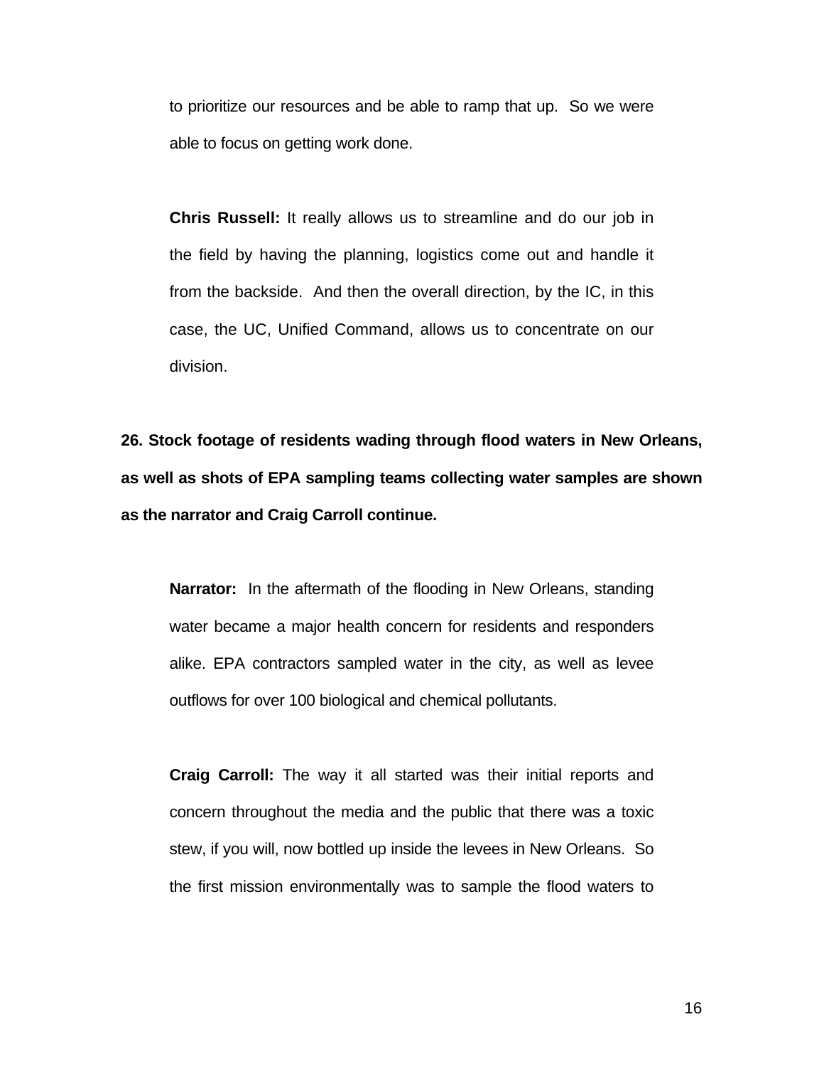to prioritize our resources and be able to ramp that up. So we were able to focus on getting work done.

**Chris Russell:** It really allows us to streamline and do our job in the field by having the planning, logistics come out and handle it from the backside. And then the overall direction, by the IC, in this case, the UC, Unified Command, allows us to concentrate on our division.

**26. Stock footage of residents wading through flood waters in New Orleans, as well as shots of EPA sampling teams collecting water samples are shown as the narrator and Craig Carroll continue.**

**Narrator:** In the aftermath of the flooding in New Orleans, standing water became a major health concern for residents and responders alike. EPA contractors sampled water in the city, as well as levee outflows for over 100 biological and chemical pollutants.

**Craig Carroll:** The way it all started was their initial reports and concern throughout the media and the public that there was a toxic stew, if you will, now bottled up inside the levees in New Orleans. So the first mission environmentally was to sample the flood waters to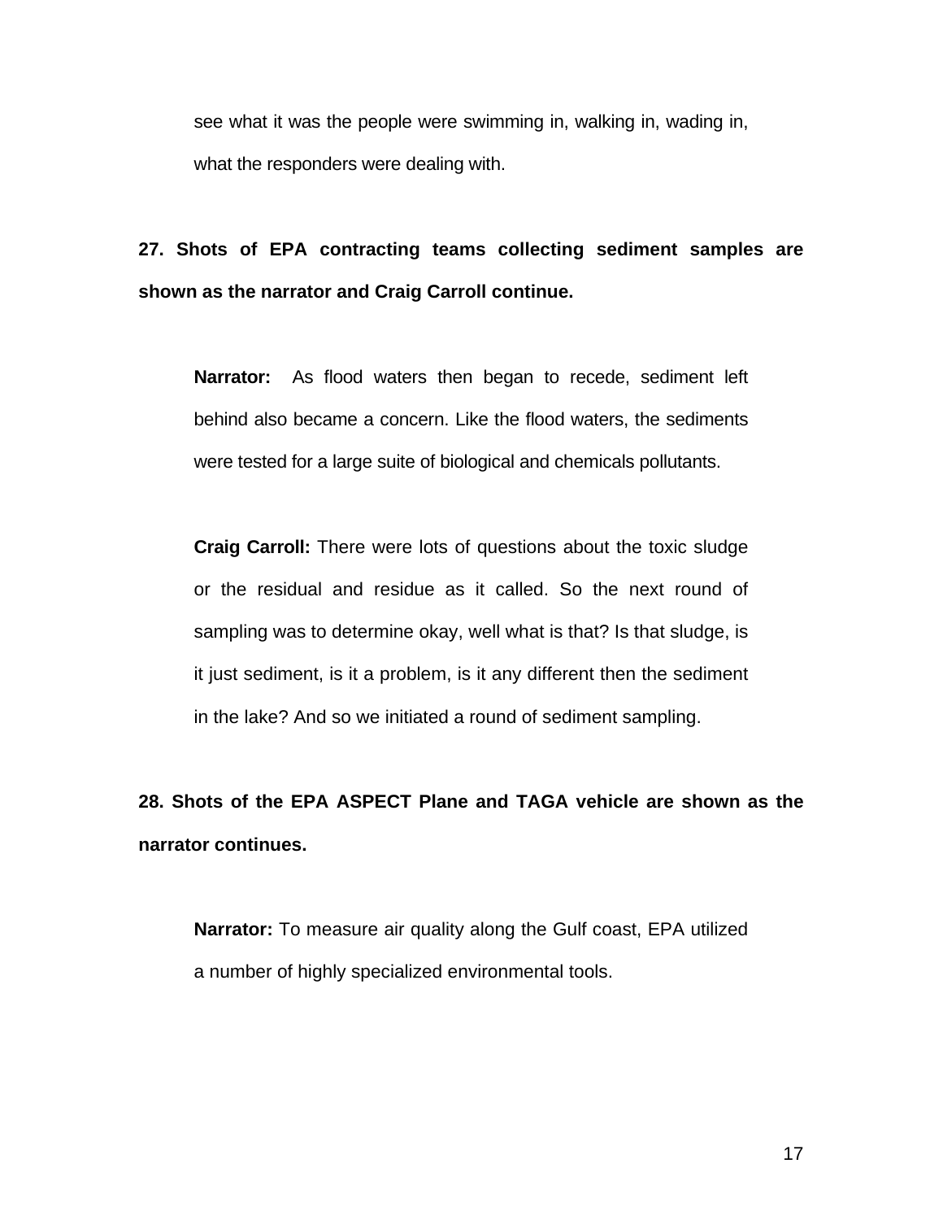see what it was the people were swimming in, walking in, wading in, what the responders were dealing with.

**27. Shots of EPA contracting teams collecting sediment samples are shown as the narrator and Craig Carroll continue.**

**Narrator:** As flood waters then began to recede, sediment left behind also became a concern. Like the flood waters, the sediments were tested for a large suite of biological and chemicals pollutants.

**Craig Carroll:** There were lots of questions about the toxic sludge or the residual and residue as it called. So the next round of sampling was to determine okay, well what is that? Is that sludge, is it just sediment, is it a problem, is it any different then the sediment in the lake? And so we initiated a round of sediment sampling.

**28. Shots of the EPA ASPECT Plane and TAGA vehicle are shown as the narrator continues.**

**Narrator:** To measure air quality along the Gulf coast, EPA utilized a number of highly specialized environmental tools.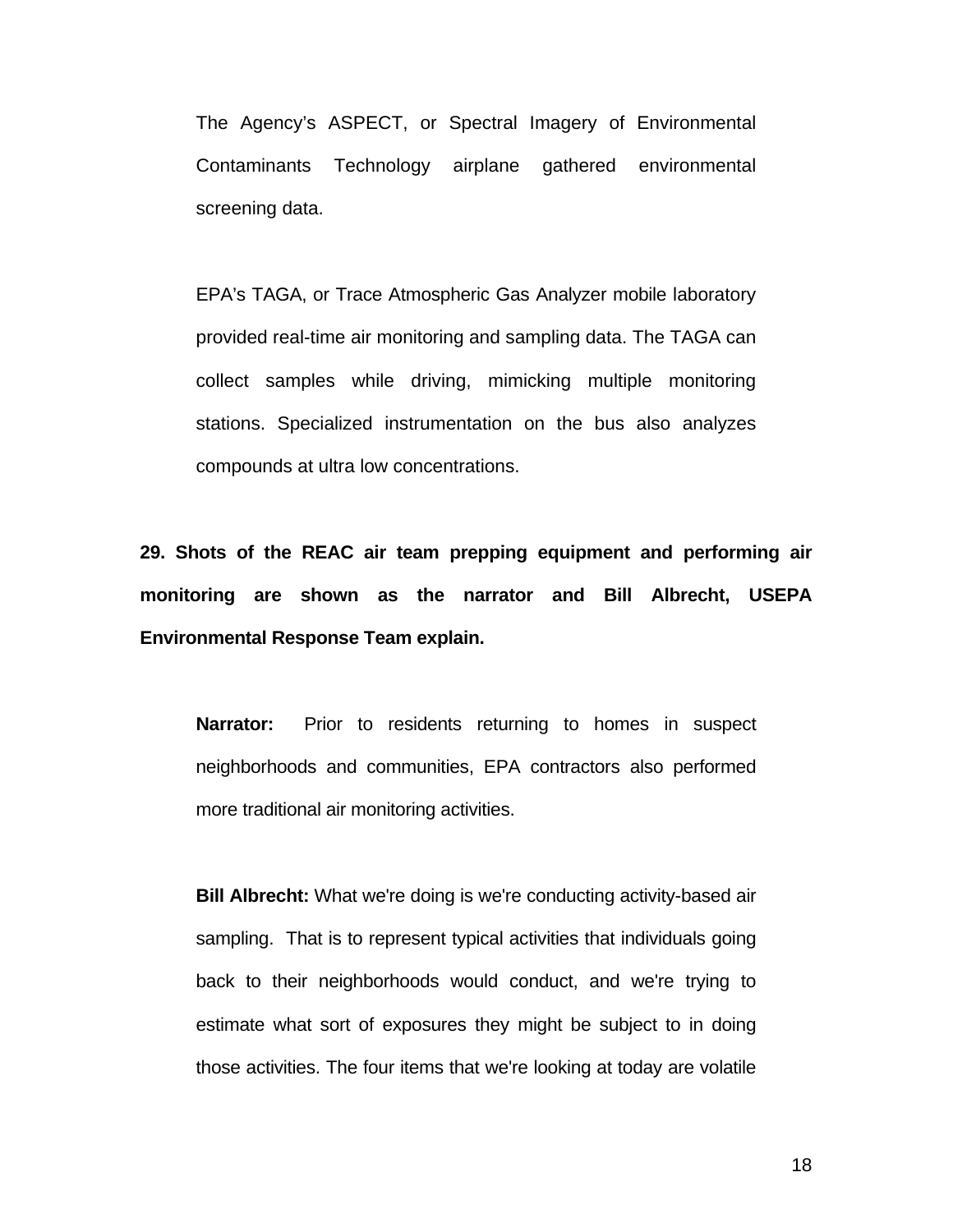The Agency's ASPECT, or Spectral Imagery of Environmental Contaminants Technology airplane gathered environmental screening data.

EPA's TAGA, or Trace Atmospheric Gas Analyzer mobile laboratory provided real-time air monitoring and sampling data. The TAGA can collect samples while driving, mimicking multiple monitoring stations. Specialized instrumentation on the bus also analyzes compounds at ultra low concentrations.

**29. Shots of the REAC air team prepping equipment and performing air monitoring are shown as the narrator and Bill Albrecht, USEPA Environmental Response Team explain.**

**Narrator:** Prior to residents returning to homes in suspect neighborhoods and communities, EPA contractors also performed more traditional air monitoring activities.

**Bill Albrecht:** What we're doing is we're conducting activity-based air sampling. That is to represent typical activities that individuals going back to their neighborhoods would conduct, and we're trying to estimate what sort of exposures they might be subject to in doing those activities. The four items that we're looking at today are volatile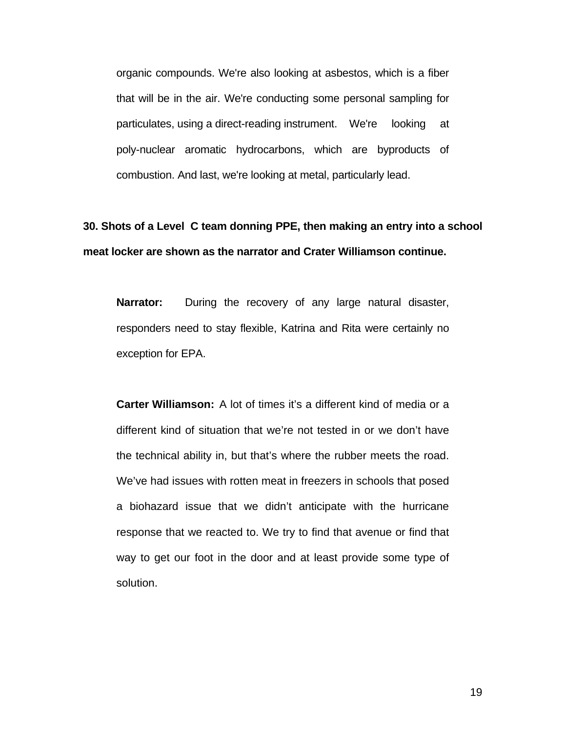organic compounds. We're also looking at asbestos, which is a fiber that will be in the air. We're conducting some personal sampling for particulates, using a direct-reading instrument. We're looking at poly-nuclear aromatic hydrocarbons, which are byproducts of combustion. And last, we're looking at metal, particularly lead.

**30. Shots of a Level C team donning PPE, then making an entry into a school meat locker are shown as the narrator and Crater Williamson continue.**

**Narrator:** During the recovery of any large natural disaster, responders need to stay flexible, Katrina and Rita were certainly no exception for EPA.

**Carter Williamson:** A lot of times it's a different kind of media or a different kind of situation that we're not tested in or we don't have the technical ability in, but that's where the rubber meets the road. We've had issues with rotten meat in freezers in schools that posed a biohazard issue that we didn't anticipate with the hurricane response that we reacted to. We try to find that avenue or find that way to get our foot in the door and at least provide some type of solution.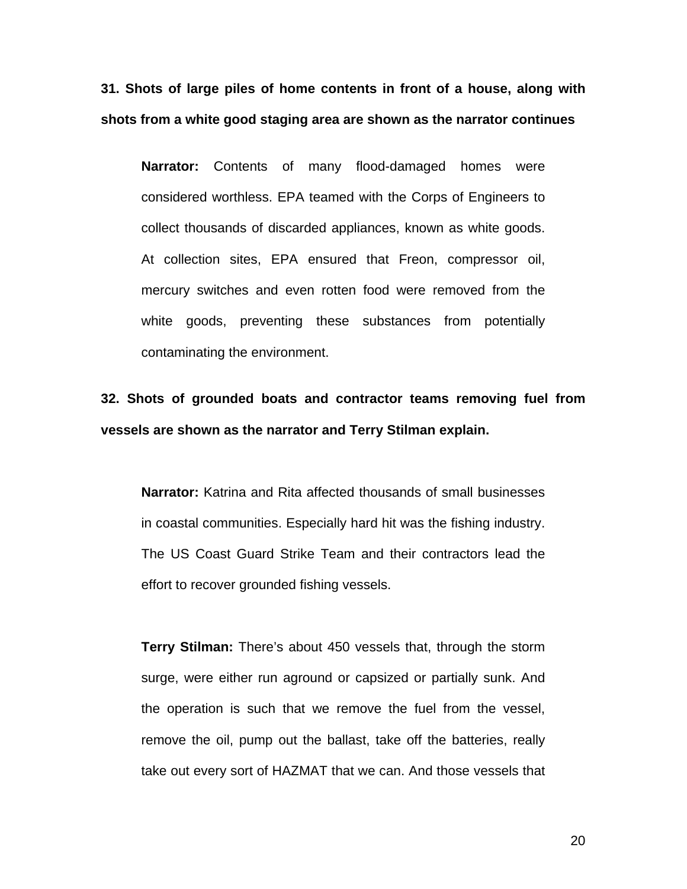**31. Shots of large piles of home contents in front of a house, along with shots from a white good staging area are shown as the narrator continues**

**Narrator:** Contents of many flood-damaged homes were considered worthless. EPA teamed with the Corps of Engineers to collect thousands of discarded appliances, known as white goods. At collection sites, EPA ensured that Freon, compressor oil, mercury switches and even rotten food were removed from the white goods, preventing these substances from potentially contaminating the environment.

**32. Shots of grounded boats and contractor teams removing fuel from vessels are shown as the narrator and Terry Stilman explain.**

**Narrator:** Katrina and Rita affected thousands of small businesses in coastal communities. Especially hard hit was the fishing industry. The US Coast Guard Strike Team and their contractors lead the effort to recover grounded fishing vessels.

**Terry Stilman:** There's about 450 vessels that, through the storm surge, were either run aground or capsized or partially sunk. And the operation is such that we remove the fuel from the vessel, remove the oil, pump out the ballast, take off the batteries, really take out every sort of HAZMAT that we can. And those vessels that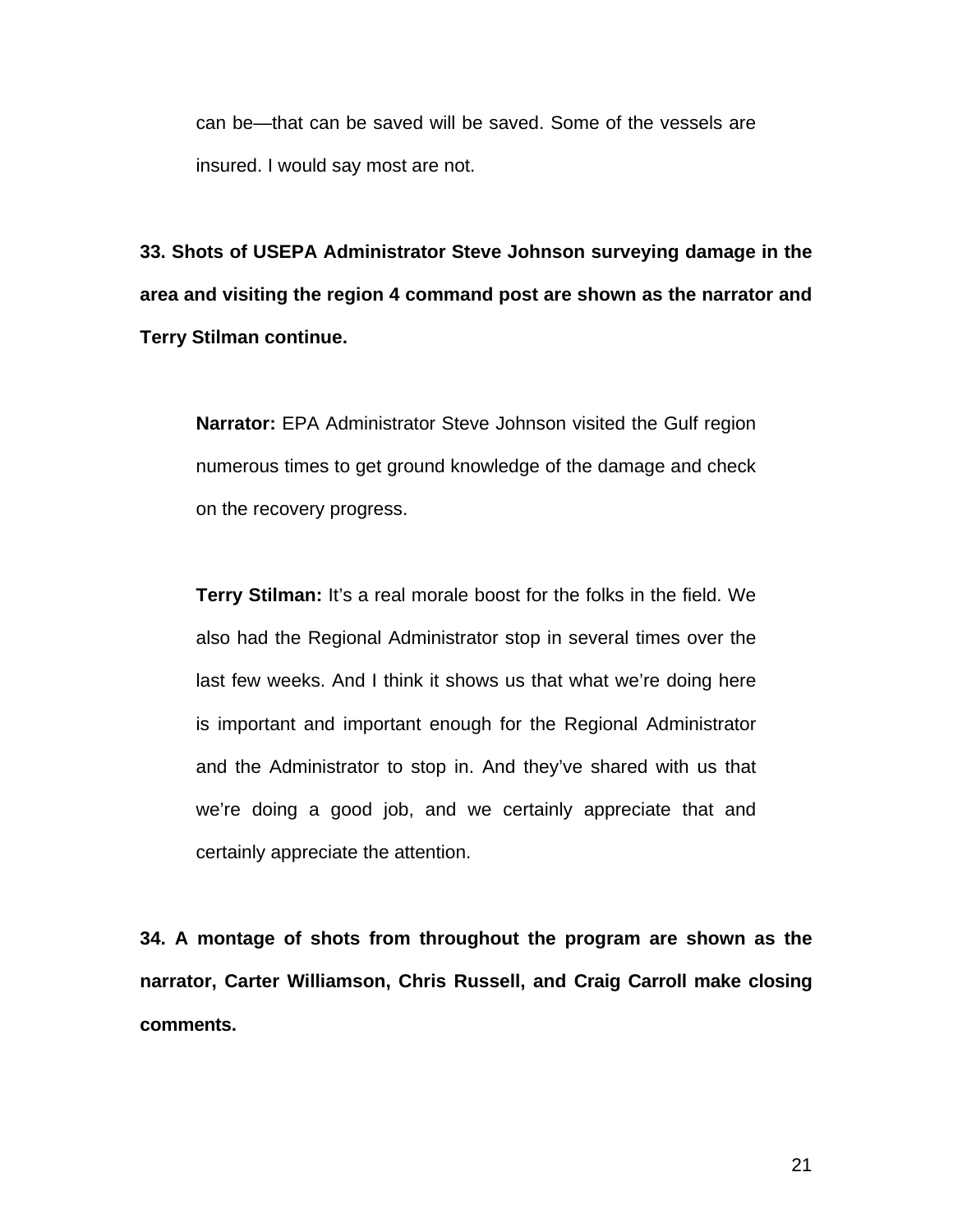can be—that can be saved will be saved. Some of the vessels are insured. I would say most are not.

**33. Shots of USEPA Administrator Steve Johnson surveying damage in the area and visiting the region 4 command post are shown as the narrator and Terry Stilman continue.**

**Narrator:** EPA Administrator Steve Johnson visited the Gulf region numerous times to get ground knowledge of the damage and check on the recovery progress.

**Terry Stilman:** It's a real morale boost for the folks in the field. We also had the Regional Administrator stop in several times over the last few weeks. And I think it shows us that what we're doing here is important and important enough for the Regional Administrator and the Administrator to stop in. And they've shared with us that we're doing a good job, and we certainly appreciate that and certainly appreciate the attention.

**34. A montage of shots from throughout the program are shown as the narrator, Carter Williamson, Chris Russell, and Craig Carroll make closing comments.**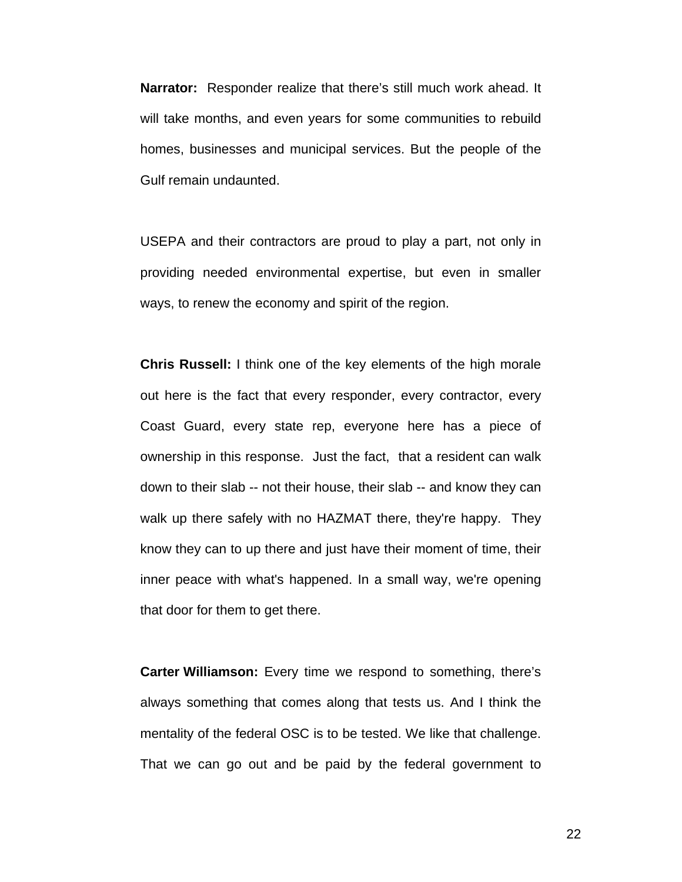**Narrator:** Responder realize that there's still much work ahead. It will take months, and even years for some communities to rebuild homes, businesses and municipal services. But the people of the Gulf remain undaunted.

USEPA and their contractors are proud to play a part, not only in providing needed environmental expertise, but even in smaller ways, to renew the economy and spirit of the region.

**Chris Russell:** I think one of the key elements of the high morale out here is the fact that every responder, every contractor, every Coast Guard, every state rep, everyone here has a piece of ownership in this response. Just the fact, that a resident can walk down to their slab -- not their house, their slab -- and know they can walk up there safely with no HAZMAT there, they're happy. They know they can to up there and just have their moment of time, their inner peace with what's happened. In a small way, we're opening that door for them to get there.

**Carter Williamson:** Every time we respond to something, there's always something that comes along that tests us. And I think the mentality of the federal OSC is to be tested. We like that challenge. That we can go out and be paid by the federal government to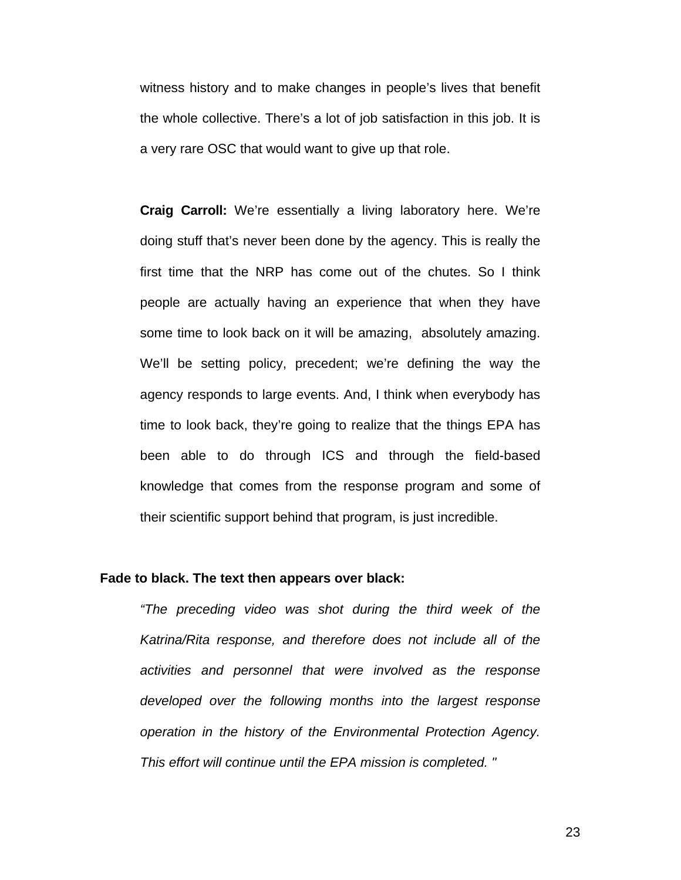witness history and to make changes in people's lives that benefit the whole collective. There's a lot of job satisfaction in this job. It is a very rare OSC that would want to give up that role.

**Craig Carroll:** We're essentially a living laboratory here. We're doing stuff that's never been done by the agency. This is really the first time that the NRP has come out of the chutes. So I think people are actually having an experience that when they have some time to look back on it will be amazing, absolutely amazing. We'll be setting policy, precedent; we're defining the way the agency responds to large events. And, I think when everybody has time to look back, they're going to realize that the things EPA has been able to do through ICS and through the field-based knowledge that comes from the response program and some of their scientific support behind that program, is just incredible.

**Fade to black. The text then appears over black:**

*"The preceding video was shot during the third week of the Katrina/Rita response, and therefore does not include all of the activities and personnel that were involved as the response developed over the following months into the largest response operation in the history of the Environmental Protection Agency. This effort will continue until the EPA mission is completed. "*